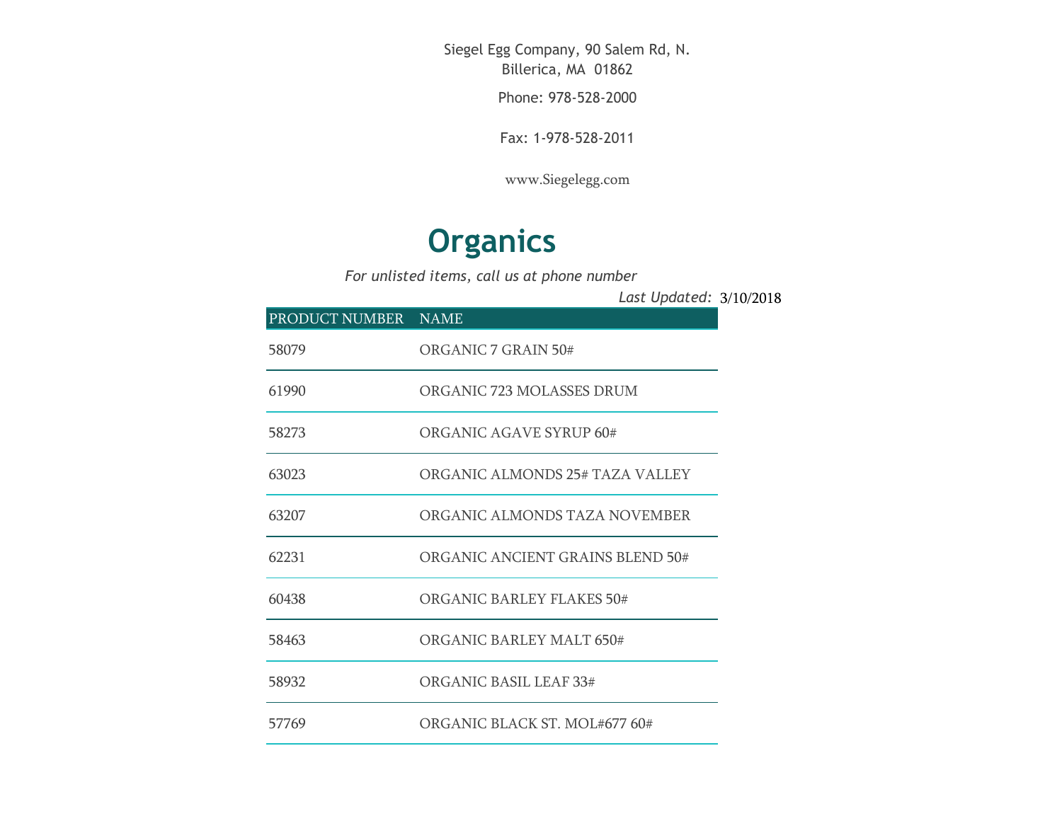Siegel Egg Company, 90 Salem Rd, N. Billerica, MA 01862

Phone: 978-528-2000

Fax: 1-978-528-2011

www.Siegelegg.com

# Organics

*For unlisted items, call us at phone number*

*Last Updated:* 3/10/2018

| PRODUCT NUMBER | NAME |
|---|---|
| 58079 | ORGANIC 7 GRAIN 50# |
| 61990 | ORGANIC 723 MOLASSES DRUM |
| 58273 | ORGANIC AGAVE SYRUP 60# |
| 63023 | ORGANIC ALMONDS 25# TAZA VALLEY |
| 63207 | ORGANIC ALMONDS TAZA NOVEMBER |
| 62231 | ORGANIC ANCIENT GRAINS BLEND 50# |
| 60438 | ORGANIC BARLEY FLAKES 50# |
| 58463 | ORGANIC BARLEY MALT 650# |
| 58932 | ORGANIC BASIL LEAF 33# |
| 57769 | ORGANIC BLACK ST. MOL#677 60# |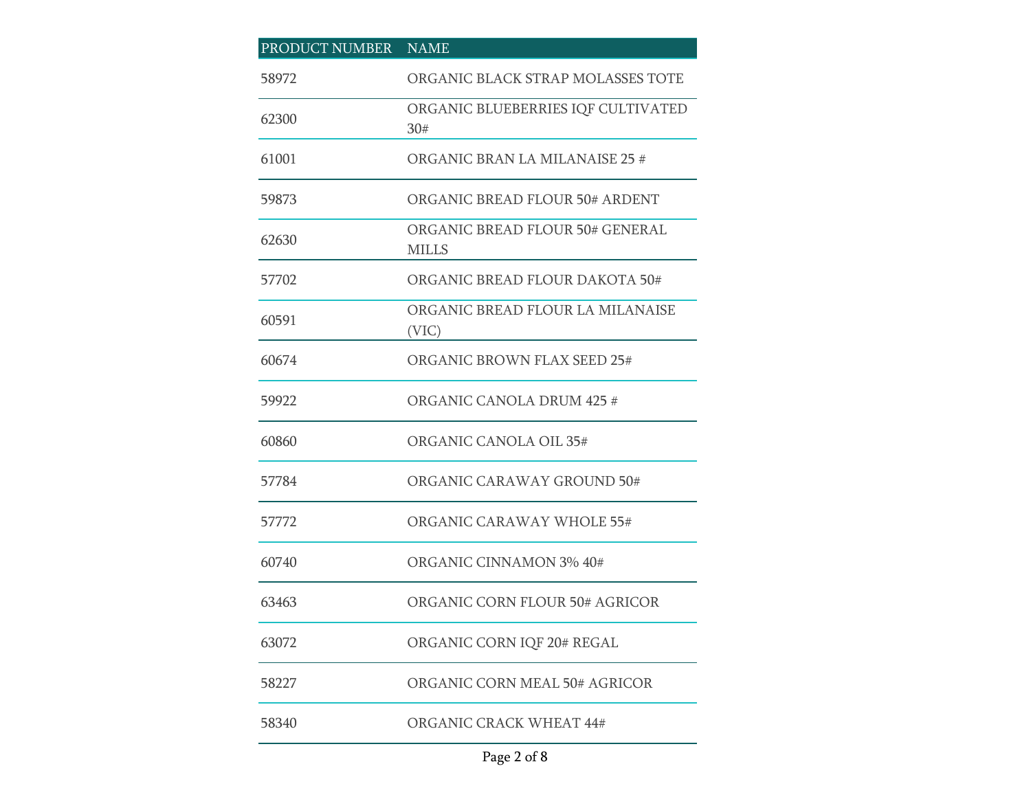| PRODUCT NUMBER | NAME |
| --- | --- |
| 58972 | ORGANIC BLACK STRAP MOLASSES TOTE |
| 62300 | ORGANIC BLUEBERRIES IQF CULTIVATED 30# |
| 61001 | ORGANIC BRAN LA MILANAISE 25 # |
| 59873 | ORGANIC BREAD FLOUR 50# ARDENT |
| 62630 | ORGANIC BREAD FLOUR 50# GENERAL MILLS |
| 57702 | ORGANIC BREAD FLOUR DAKOTA 50# |
| 60591 | ORGANIC BREAD FLOUR LA MILANAISE (VIC) |
| 60674 | ORGANIC BROWN FLAX SEED 25# |
| 59922 | ORGANIC CANOLA DRUM 425 # |
| 60860 | ORGANIC CANOLA OIL 35# |
| 57784 | ORGANIC CARAWAY GROUND 50# |
| 57772 | ORGANIC CARAWAY WHOLE 55# |
| 60740 | ORGANIC CINNAMON 3% 40# |
| 63463 | ORGANIC CORN FLOUR 50# AGRICOR |
| 63072 | ORGANIC CORN IQF 20# REGAL |
| 58227 | ORGANIC CORN MEAL 50# AGRICOR |
| 58340 | ORGANIC CRACK WHEAT 44# |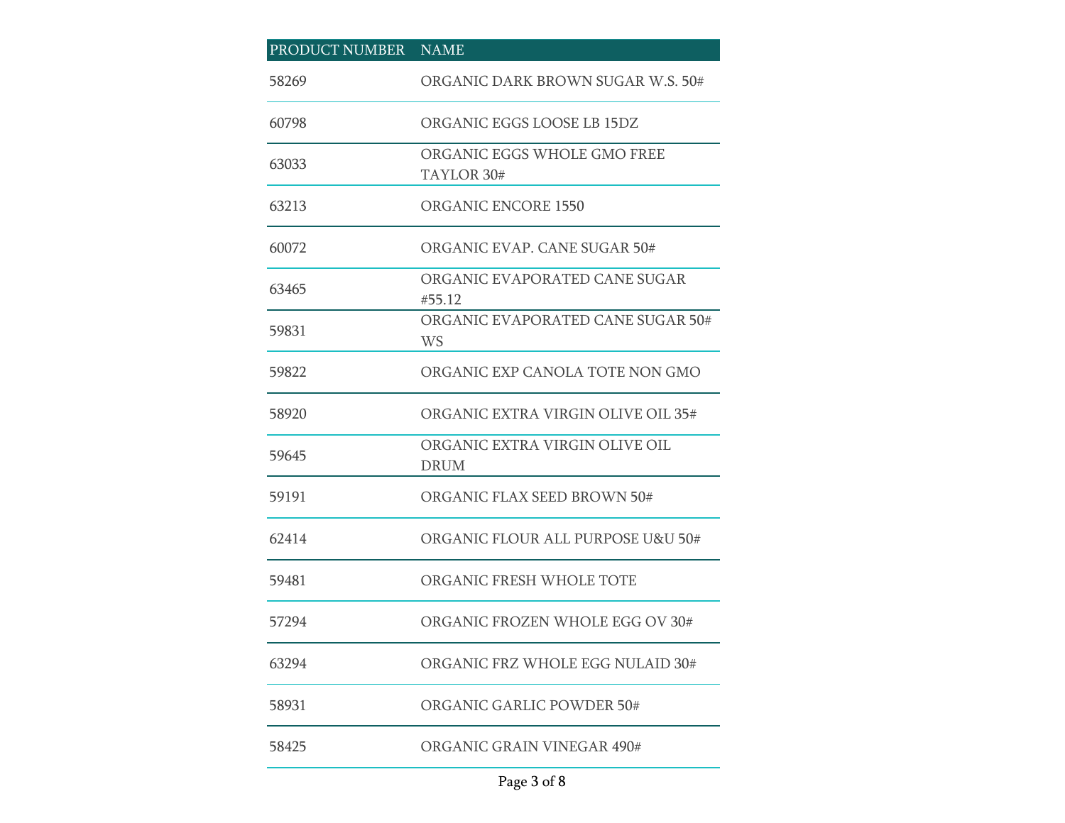| PRODUCT NUMBER | NAME |
|---|---|
| 58269 | ORGANIC DARK BROWN SUGAR W.S. 50# |
| 60798 | ORGANIC EGGS LOOSE LB 15DZ |
| 63033 | ORGANIC EGGS WHOLE GMO FREE TAYLOR 30# |
| 63213 | ORGANIC ENCORE 1550 |
| 60072 | ORGANIC EVAP. CANE SUGAR 50# |
| 63465 | ORGANIC EVAPORATED CANE SUGAR #55.12 |
| 59831 | ORGANIC EVAPORATED CANE SUGAR 50# WS |
| 59822 | ORGANIC EXP CANOLA TOTE NON GMO |
| 58920 | ORGANIC EXTRA VIRGIN OLIVE OIL 35# |
| 59645 | ORGANIC EXTRA VIRGIN OLIVE OIL DRUM |
| 59191 | ORGANIC FLAX SEED BROWN 50# |
| 62414 | ORGANIC FLOUR ALL PURPOSE U&U 50# |
| 59481 | ORGANIC FRESH WHOLE TOTE |
| 57294 | ORGANIC FROZEN WHOLE EGG OV 30# |
| 63294 | ORGANIC FRZ WHOLE EGG NULAID 30# |
| 58931 | ORGANIC GARLIC POWDER 50# |
| 58425 | ORGANIC GRAIN VINEGAR 490# |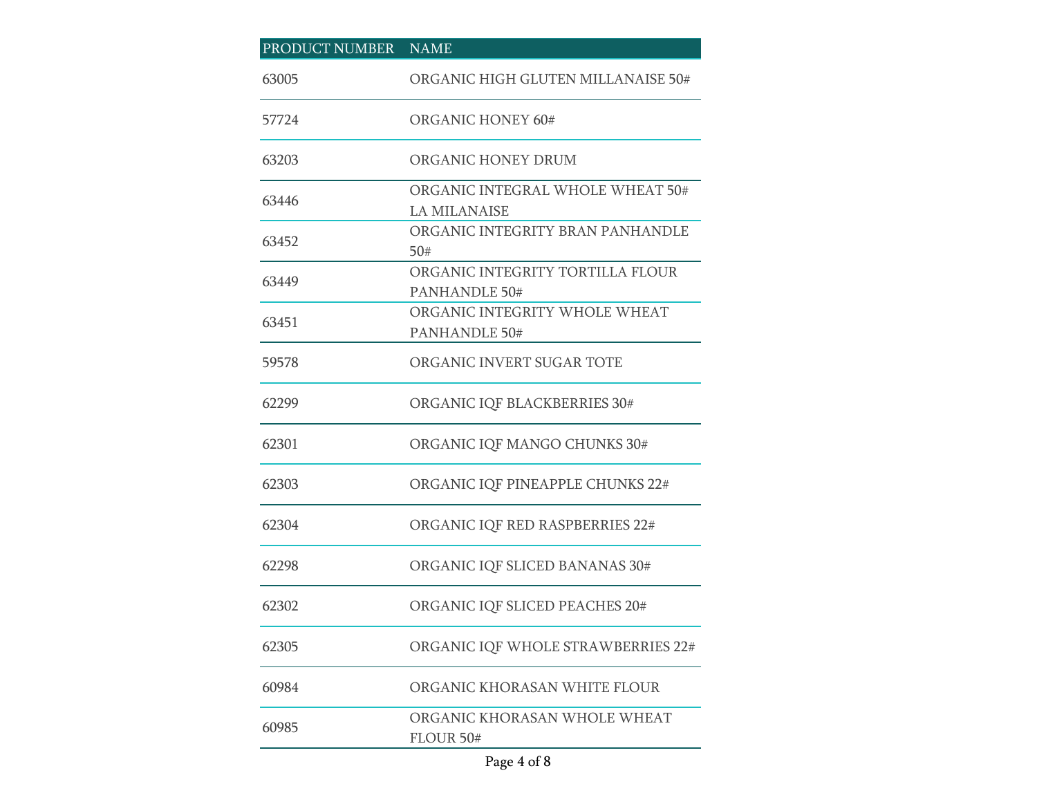| PRODUCT NUMBER | NAME |
| --- | --- |
| 63005 | ORGANIC HIGH GLUTEN MILLANAISE 50# |
| 57724 | ORGANIC HONEY 60# |
| 63203 | ORGANIC HONEY DRUM |
| 63446 | ORGANIC INTEGRAL WHOLE WHEAT 50# LA MILANAISE |
| 63452 | ORGANIC INTEGRITY BRAN PANHANDLE 50# |
| 63449 | ORGANIC INTEGRITY TORTILLA FLOUR PANHANDLE 50# |
| 63451 | ORGANIC INTEGRITY WHOLE WHEAT PANHANDLE 50# |
| 59578 | ORGANIC INVERT SUGAR TOTE |
| 62299 | ORGANIC IQF BLACKBERRIES 30# |
| 62301 | ORGANIC IQF MANGO CHUNKS 30# |
| 62303 | ORGANIC IQF PINEAPPLE CHUNKS 22# |
| 62304 | ORGANIC IQF RED RASPBERRIES 22# |
| 62298 | ORGANIC IQF SLICED BANANAS 30# |
| 62302 | ORGANIC IQF SLICED PEACHES 20# |
| 62305 | ORGANIC IQF WHOLE STRAWBERRIES 22# |
| 60984 | ORGANIC KHORASAN WHITE FLOUR |
| 60985 | ORGANIC KHORASAN WHOLE WHEAT FLOUR 50# |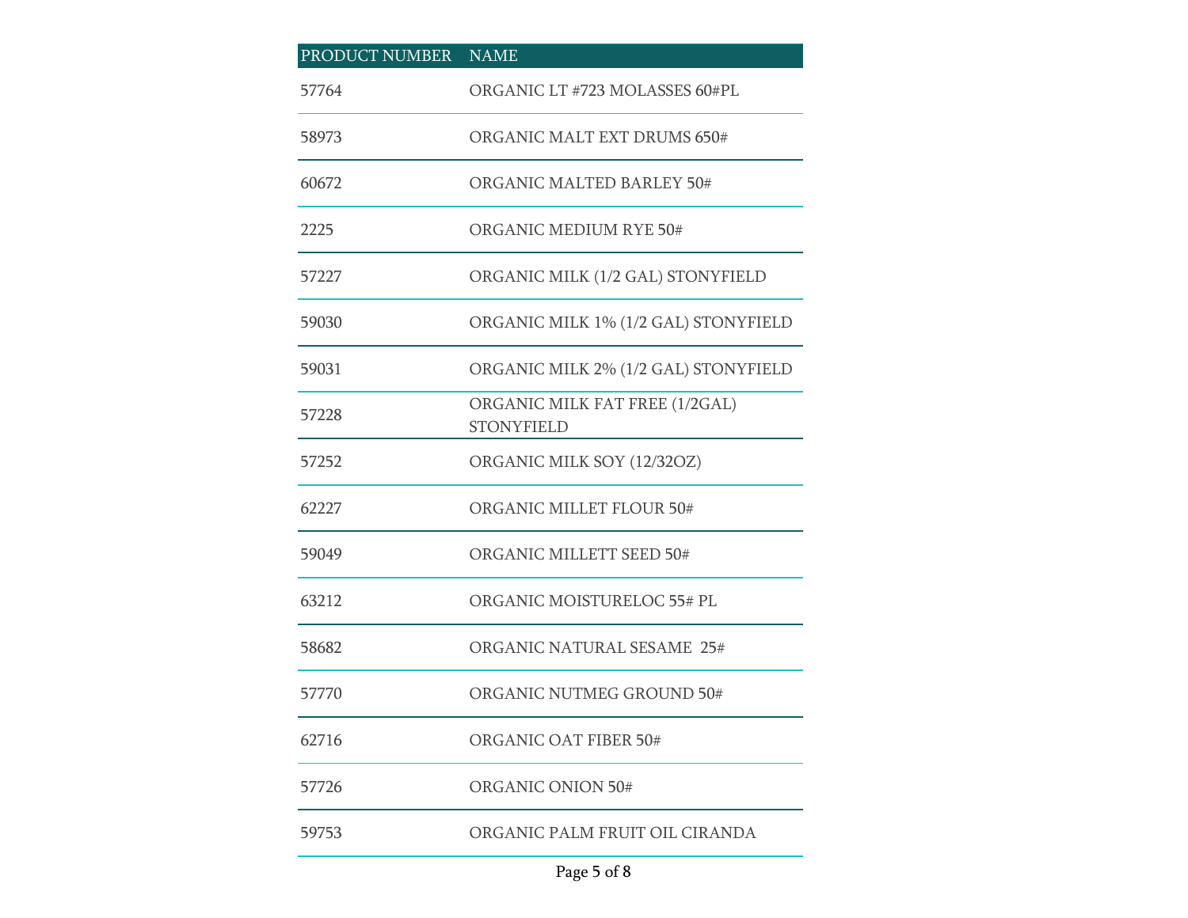| PRODUCT NUMBER | NAME |
| --- | --- |
| 57764 | ORGANIC LT #723 MOLASSES 60#PL |
| 58973 | ORGANIC MALT EXT DRUMS 650# |
| 60672 | ORGANIC MALTED BARLEY 50# |
| 2225 | ORGANIC MEDIUM RYE 50# |
| 57227 | ORGANIC MILK (1/2 GAL) STONYFIELD |
| 59030 | ORGANIC MILK 1% (1/2 GAL) STONYFIELD |
| 59031 | ORGANIC MILK 2% (1/2 GAL) STONYFIELD |
| 57228 | ORGANIC MILK FAT FREE (1/2GAL) STONYFIELD |
| 57252 | ORGANIC MILK SOY (12/32OZ) |
| 62227 | ORGANIC MILLET FLOUR 50# |
| 59049 | ORGANIC MILLETT SEED 50# |
| 63212 | ORGANIC MOISTURELOC 55# PL |
| 58682 | ORGANIC NATURAL SESAME 25# |
| 57770 | ORGANIC NUTMEG GROUND 50# |
| 62716 | ORGANIC OAT FIBER 50# |
| 57726 | ORGANIC ONION 50# |
| 59753 | ORGANIC PALM FRUIT OIL CIRANDA |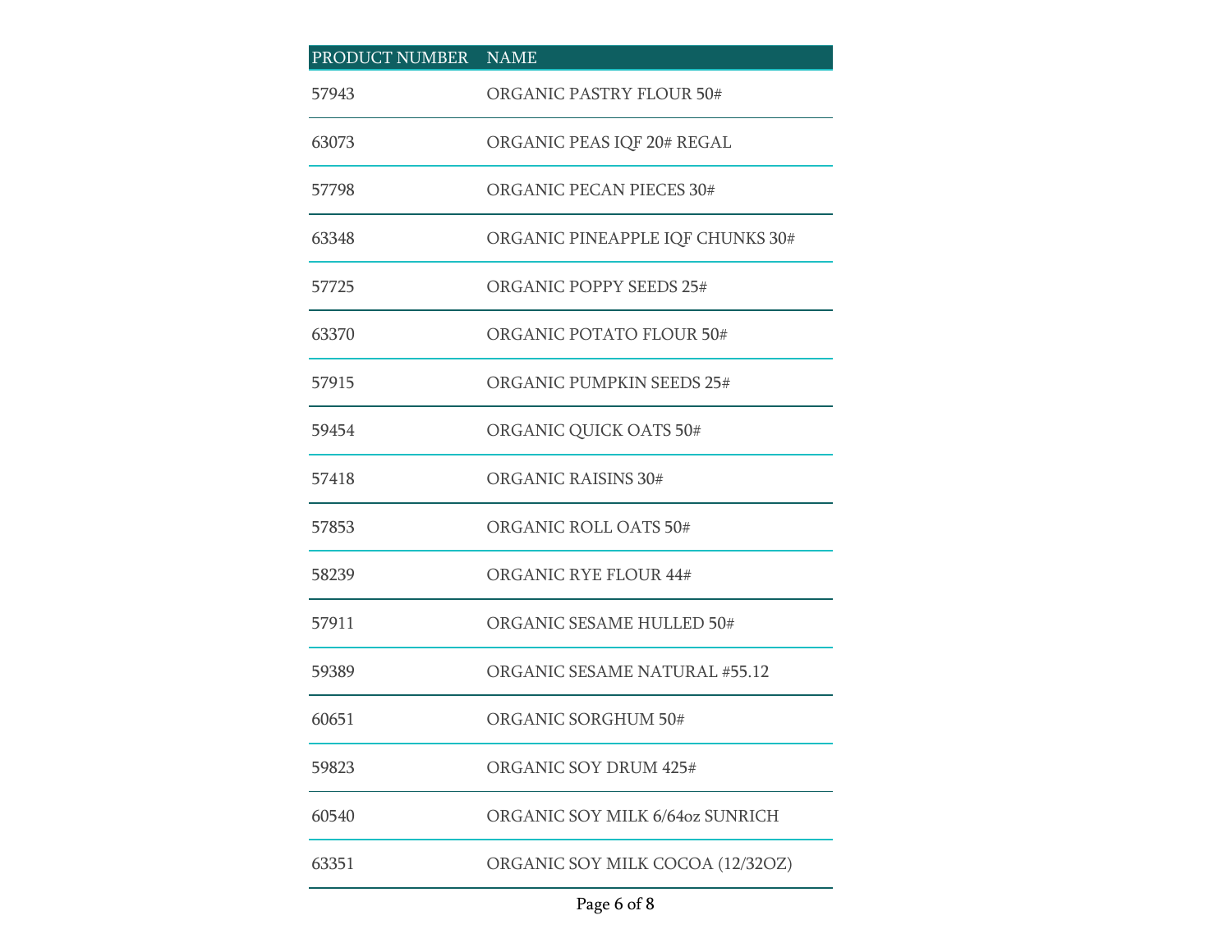| PRODUCT NUMBER | NAME |
| --- | --- |
| 57943 | ORGANIC PASTRY FLOUR 50# |
| 63073 | ORGANIC PEAS IQF 20# REGAL |
| 57798 | ORGANIC PECAN PIECES 30# |
| 63348 | ORGANIC PINEAPPLE IQF CHUNKS 30# |
| 57725 | ORGANIC POPPY SEEDS 25# |
| 63370 | ORGANIC POTATO FLOUR 50# |
| 57915 | ORGANIC PUMPKIN SEEDS 25# |
| 59454 | ORGANIC QUICK OATS 50# |
| 57418 | ORGANIC RAISINS 30# |
| 57853 | ORGANIC ROLL OATS 50# |
| 58239 | ORGANIC RYE FLOUR 44# |
| 57911 | ORGANIC SESAME HULLED 50# |
| 59389 | ORGANIC SESAME NATURAL #55.12 |
| 60651 | ORGANIC SORGHUM 50# |
| 59823 | ORGANIC SOY DRUM 425# |
| 60540 | ORGANIC SOY MILK 6/64oz SUNRICH |
| 63351 | ORGANIC SOY MILK COCOA (12/32OZ) |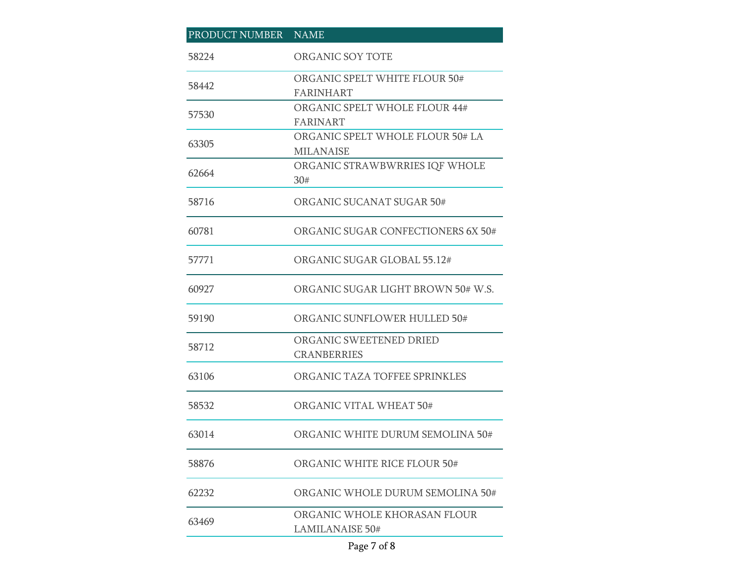| PRODUCT NUMBER | NAME |
|---|---|
| 58224 | ORGANIC SOY TOTE |
| 58442 | ORGANIC SPELT WHITE FLOUR 50# FARINHART |
| 57530 | ORGANIC SPELT WHOLE FLOUR 44# FARINART |
| 63305 | ORGANIC SPELT WHOLE FLOUR 50# LA MILANAISE |
| 62664 | ORGANIC STRAWBWRRIES IQF WHOLE 30# |
| 58716 | ORGANIC SUCANAT SUGAR 50# |
| 60781 | ORGANIC SUGAR CONFECTIONERS 6X 50# |
| 57771 | ORGANIC SUGAR GLOBAL 55.12# |
| 60927 | ORGANIC SUGAR LIGHT BROWN 50# W.S. |
| 59190 | ORGANIC SUNFLOWER HULLED 50# |
| 58712 | ORGANIC SWEETENED DRIED CRANBERRIES |
| 63106 | ORGANIC TAZA TOFFEE SPRINKLES |
| 58532 | ORGANIC VITAL WHEAT 50# |
| 63014 | ORGANIC WHITE DURUM SEMOLINA 50# |
| 58876 | ORGANIC WHITE RICE FLOUR 50# |
| 62232 | ORGANIC WHOLE DURUM SEMOLINA 50# |
| 63469 | ORGANIC WHOLE KHORASAN FLOUR LAMILANAISE 50# |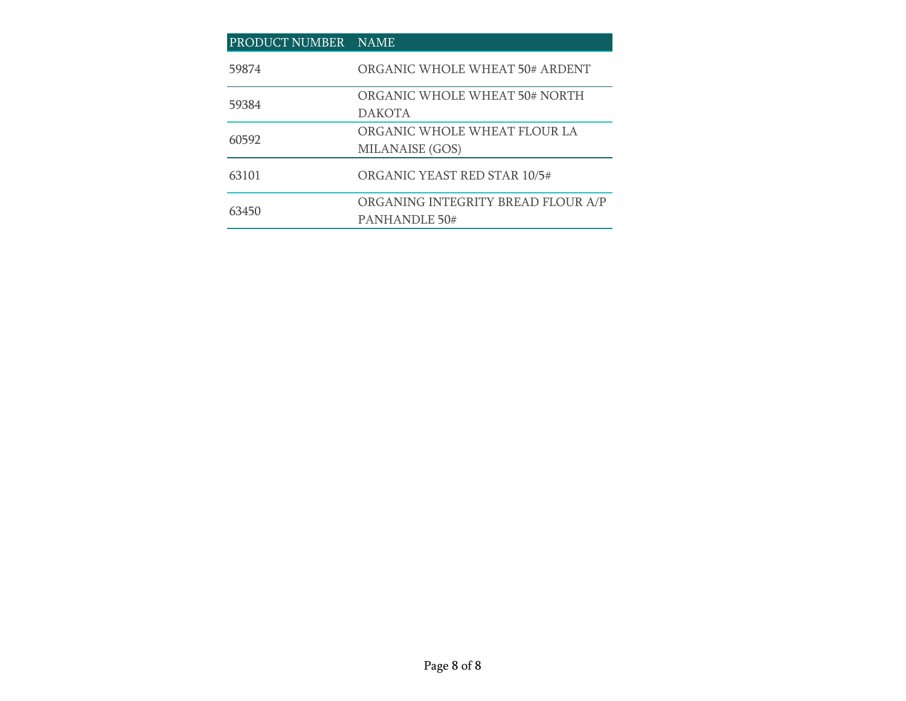| PRODUCT NUMBER | NAME |
| --- | --- |
| 59874 | ORGANIC WHOLE WHEAT 50# ARDENT |
| 59384 | ORGANIC WHOLE WHEAT 50# NORTH DAKOTA |
| 60592 | ORGANIC WHOLE WHEAT FLOUR LA MILANAISE (GOS) |
| 63101 | ORGANIC YEAST RED STAR 10/5# |
| 63450 | ORGANING INTEGRITY BREAD FLOUR A/P PANHANDLE 50# |